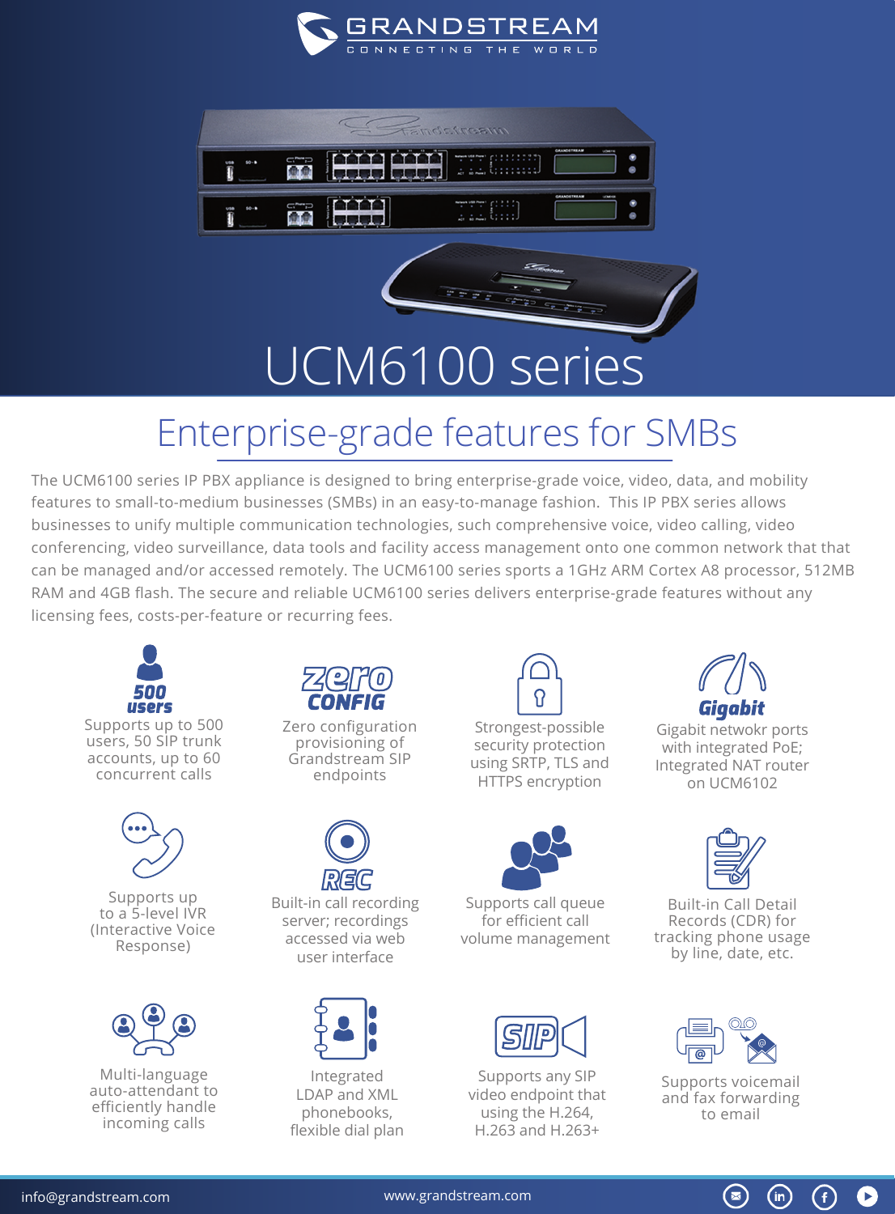GRANDSTREAM
CONNECTING THE WORLD

# UCM6100 series

## Enterprise-grade features for SMBs

The UCM6100 series IP PBX appliance is designed to bring enterprise-grade voice, video, data, and mobility features to small-to-medium businesses (SMBs) in an easy-to-manage fashion. This IP PBX series allows businesses to unify multiple communication technologies, such comprehensive voice, video calling, video conferencing, video surveillance, data tools and facility access management onto one common network that that can be managed and/or accessed remotely. The UCM6100 series sports a 1GHz ARM Cortex A8 processor, 512MB RAM and 4GB flash. The secure and reliable UCM6100 series delivers enterprise-grade features without any licensing fees, costs-per-feature or recurring fees.

**500 users**
Supports up to 500 users, 50 SIP trunk accounts, up to 60 concurrent calls

**zero CONFIG**
Zero configuration provisioning of Grandstream SIP endpoints

Strongest-possible security protection using SRTP, TLS and HTTPS encryption

**Gigabit**
Gigabit netwokr ports with integrated PoE; Integrated NAT router on UCM6102

Supports up to a 5-level IVR (Interactive Voice Response)

**REC**
Built-in call recording server; recordings accessed via web user interface

Supports call queue for efficient call volume management

Built-in Call Detail Records (CDR) for tracking phone usage by line, date, etc.

Multi-language auto-attendant to efficiently handle incoming calls

Integrated LDAP and XML phonebooks, flexible dial plan

**SIP**
Supports any SIP video endpoint that using the H.264, H.263 and H.263+

Supports voicemail and fax forwarding to email

info@grandstream.com www.grandstream.com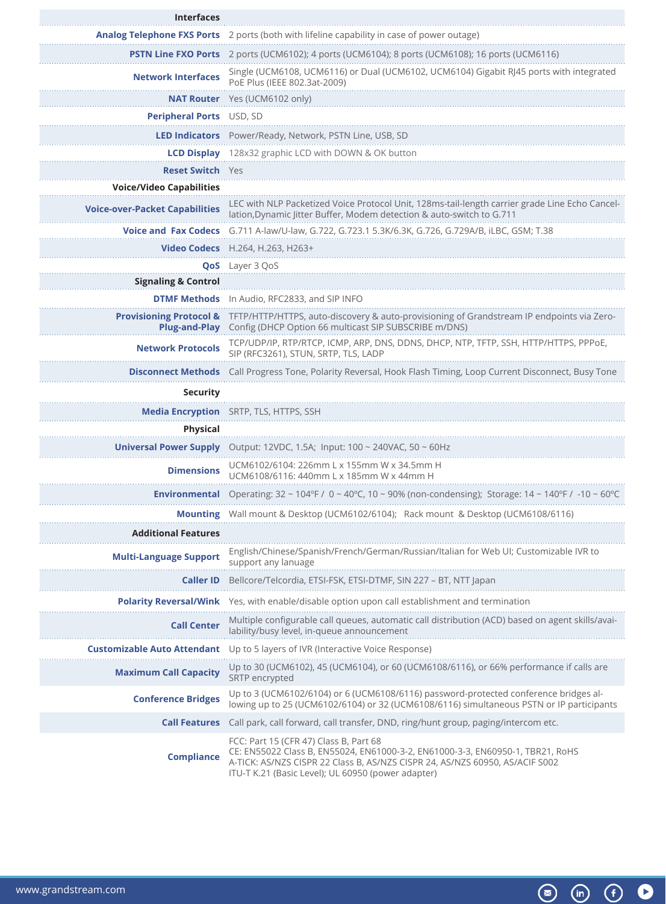| | |
|---|---|
| **Interfaces** | |
| **Analog Telephone FXS Ports** | 2 ports (both with lifeline capability in case of power outage) |
| **PSTN Line FXO Ports** | 2 ports (UCM6102); 4 ports (UCM6104); 8 ports (UCM6108); 16 ports (UCM6116) |
| **Network Interfaces** | Single (UCM6108, UCM6116) or Dual (UCM6102, UCM6104) Gigabit RJ45 ports with integrated PoE Plus (IEEE 802.3at-2009) |
| **NAT Router** | Yes (UCM6102 only) |
| **Peripheral Ports** | USD, SD |
| **LED Indicators** | Power/Ready, Network, PSTN Line, USB, SD |
| **LCD Display** | 128x32 graphic LCD with DOWN & OK button |
| **Reset Switch** | Yes |
| **Voice/Video Capabilities** | |
| **Voice-over-Packet Capabilities** | LEC with NLP Packetized Voice Protocol Unit, 128ms-tail-length carrier grade Line Echo Cancellation,Dynamic Jitter Buffer, Modem detection & auto-switch to G.711 |
| **Voice and Fax Codecs** | G.711 A-law/U-law, G.722, G.723.1 5.3K/6.3K, G.726, G.729A/B, iLBC, GSM; T.38 |
| **Video Codecs** | H.264, H.263, H263+ |
| **QoS** | Layer 3 QoS |
| **Signaling & Control** | |
| **DTMF Methods** | In Audio, RFC2833, and SIP INFO |
| **Provisioning Protocol & Plug-and-Play** | TFTP/HTTP/HTTPS, auto-discovery & auto-provisioning of Grandstream IP endpoints via Zero-Config (DHCP Option 66 multicast SIP SUBSCRIBE m/DNS) |
| **Network Protocols** | TCP/UDP/IP, RTP/RTCP, ICMP, ARP, DNS, DDNS, DHCP, NTP, TFTP, SSH, HTTP/HTTPS, PPPoE, SIP (RFC3261), STUN, SRTP, TLS, LADP |
| **Disconnect Methods** | Call Progress Tone, Polarity Reversal, Hook Flash Timing, Loop Current Disconnect, Busy Tone |
| **Security** | |
| **Media Encryption** | SRTP, TLS, HTTPS, SSH |
| **Physical** | |
| **Universal Power Supply** | Output: 12VDC, 1.5A; Input: 100 ~ 240VAC, 50 ~ 60Hz |
| **Dimensions** | UCM6102/6104: 226mm L x 155mm W x 34.5mm H<br>UCM6108/6116: 440mm L x 185mm W x 44mm H |
| **Environmental** | Operating: 32 ~ 104ºF / 0 ~ 40ºC, 10 ~ 90% (non-condensing); Storage: 14 ~ 140ºF / -10 ~ 60ºC |
| **Mounting** | Wall mount & Desktop (UCM6102/6104); Rack mount & Desktop (UCM6108/6116) |
| **Additional Features** | |
| **Multi-Language Support** | English/Chinese/Spanish/French/German/Russian/Italian for Web UI; Customizable IVR to support any lanuage |
| **Caller ID** | Bellcore/Telcordia, ETSI-FSK, ETSI-DTMF, SIN 227 – BT, NTT Japan |
| **Polarity Reversal/Wink** | Yes, with enable/disable option upon call establishment and termination |
| **Call Center** | Multiple configurable call queues, automatic call distribution (ACD) based on agent skills/availability/busy level, in-queue announcement |
| **Customizable Auto Attendant** | Up to 5 layers of IVR (Interactive Voice Response) |
| **Maximum Call Capacity** | Up to 30 (UCM6102), 45 (UCM6104), or 60 (UCM6108/6116), or 66% performance if calls are SRTP encrypted |
| **Conference Bridges** | Up to 3 (UCM6102/6104) or 6 (UCM6108/6116) password-protected conference bridges allowing up to 25 (UCM6102/6104) or 32 (UCM6108/6116) simultaneous PSTN or IP participants |
| **Call Features** | Call park, call forward, call transfer, DND, ring/hunt group, paging/intercom etc. |
| **Compliance** | FCC: Part 15 (CFR 47) Class B, Part 68<br>CE: EN55022 Class B, EN55024, EN61000-3-2, EN61000-3-3, EN60950-1, TBR21, RoHS<br>A-TICK: AS/NZS CISPR 22 Class B, AS/NZS CISPR 24, AS/NZS 60950, AS/ACIF S002<br>ITU-T K.21 (Basic Level); UL 60950 (power adapter) |

www.grandstream.com